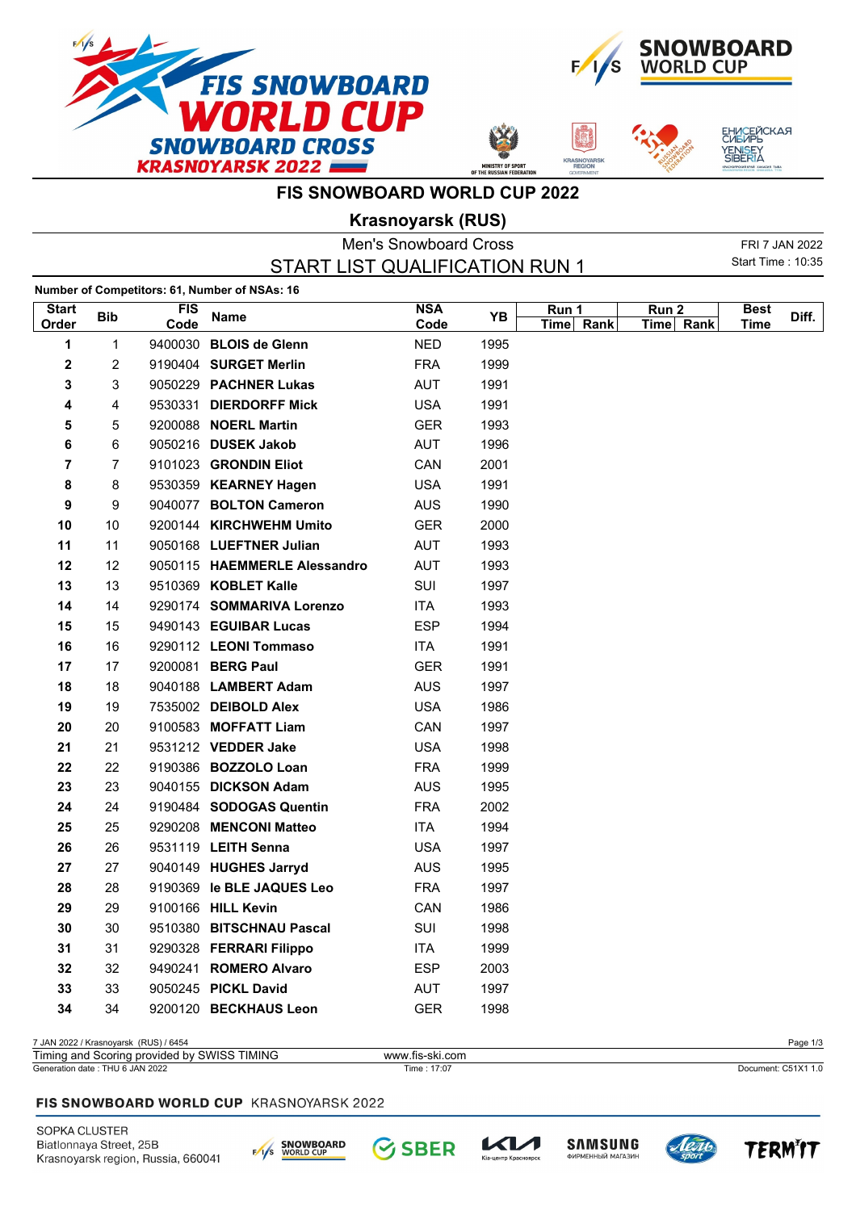# FIS SNOWBOARD WORLD CUP 2022

## Krasnoyarsk (RUS)

Men's Snowboard Cross

FRI 7 JAN 2022

### START LIST QUALIFICATION RUN 1

Start Time : 10:35

**Number of Competitors: 61, Number of NSAs: 16**

| Start Order | Bib | FIS Code | Name | NSA Code | YB | Run 1 Time | Run 1 Rank | Run 2 Time | Run 2 Rank | Best Time | Diff. |
|---|---|---|---|---|---|---|---|---|---|---|---|
| 1 | 1 | 9400030 | **BLOIS de Glenn** | NED | 1995 | | | | | | |
| 2 | 2 | 9190404 | **SURGET Merlin** | FRA | 1999 | | | | | | |
| 3 | 3 | 9050229 | **PACHNER Lukas** | AUT | 1991 | | | | | | |
| 4 | 4 | 9530331 | **DIERDORFF Mick** | USA | 1991 | | | | | | |
| 5 | 5 | 9200088 | **NOERL Martin** | GER | 1993 | | | | | | |
| 6 | 6 | 9050216 | **DUSEK Jakob** | AUT | 1996 | | | | | | |
| 7 | 7 | 9101023 | **GRONDIN Eliot** | CAN | 2001 | | | | | | |
| 8 | 8 | 9530359 | **KEARNEY Hagen** | USA | 1991 | | | | | | |
| 9 | 9 | 9040077 | **BOLTON Cameron** | AUS | 1990 | | | | | | |
| 10 | 10 | 9200144 | **KIRCHWEHM Umito** | GER | 2000 | | | | | | |
| 11 | 11 | 9050168 | **LUEFTNER Julian** | AUT | 1993 | | | | | | |
| 12 | 12 | 9050115 | **HAEMMERLE Alessandro** | AUT | 1993 | | | | | | |
| 13 | 13 | 9510369 | **KOBLET Kalle** | SUI | 1997 | | | | | | |
| 14 | 14 | 9290174 | **SOMMARIVA Lorenzo** | ITA | 1993 | | | | | | |
| 15 | 15 | 9490143 | **EGUIBAR Lucas** | ESP | 1994 | | | | | | |
| 16 | 16 | 9290112 | **LEONI Tommaso** | ITA | 1991 | | | | | | |
| 17 | 17 | 9200081 | **BERG Paul** | GER | 1991 | | | | | | |
| 18 | 18 | 9040188 | **LAMBERT Adam** | AUS | 1997 | | | | | | |
| 19 | 19 | 7535002 | **DEIBOLD Alex** | USA | 1986 | | | | | | |
| 20 | 20 | 9100583 | **MOFFATT Liam** | CAN | 1997 | | | | | | |
| 21 | 21 | 9531212 | **VEDDER Jake** | USA | 1998 | | | | | | |
| 22 | 22 | 9190386 | **BOZZOLO Loan** | FRA | 1999 | | | | | | |
| 23 | 23 | 9040155 | **DICKSON Adam** | AUS | 1995 | | | | | | |
| 24 | 24 | 9190484 | **SODOGAS Quentin** | FRA | 2002 | | | | | | |
| 25 | 25 | 9290208 | **MENCONI Matteo** | ITA | 1994 | | | | | | |
| 26 | 26 | 9531119 | **LEITH Senna** | USA | 1997 | | | | | | |
| 27 | 27 | 9040149 | **HUGHES Jarryd** | AUS | 1995 | | | | | | |
| 28 | 28 | 9190369 | **le BLE JAQUES Leo** | FRA | 1997 | | | | | | |
| 29 | 29 | 9100166 | **HILL Kevin** | CAN | 1986 | | | | | | |
| 30 | 30 | 9510380 | **BITSCHNAU Pascal** | SUI | 1998 | | | | | | |
| 31 | 31 | 9290328 | **FERRARI Filippo** | ITA | 1999 | | | | | | |
| 32 | 32 | 9490241 | **ROMERO Alvaro** | ESP | 2003 | | | | | | |
| 33 | 33 | 9050245 | **PICKL David** | AUT | 1997 | | | | | | |
| 34 | 34 | 9200120 | **BECKHAUS Leon** | GER | 1998 | | | | | | |

7 JAN 2022 / Krasnoyarsk (RUS) / 6454

Timing and Scoring provided by SWISS TIMING — www.fis-ski.com

Generation date : THU 6 JAN 2022 — Time : 17:07 — Document: C51X1 1.0

**FIS SNOWBOARD WORLD CUP** KRASNOYARSK 2022

SOPKA CLUSTER
Biatlonnaya Street, 25B
Krasnoyarsk region, Russia, 660041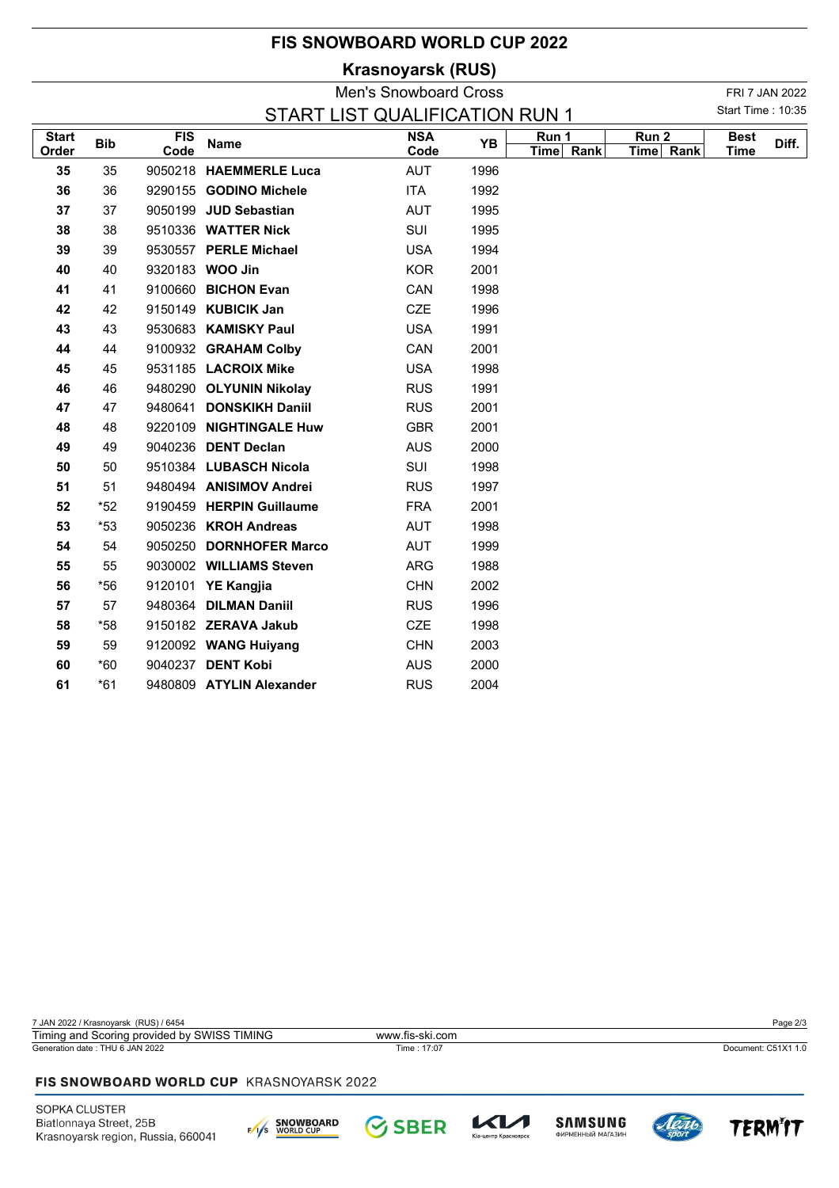# FIS SNOWBOARD WORLD CUP 2022

## Krasnoyarsk (RUS)

### Men's Snowboard Cross

### START LIST QUALIFICATION RUN 1

FRI 7 JAN 2022
Start Time : 10:35

| Start Order | Bib | FIS Code | Name | NSA Code | YB | Run 1 Time | Run 1 Rank | Run 2 Time | Run 2 Rank | Best Time | Diff. |
|---|---|---|---|---|---|---|---|---|---|---|---|
| **35** | 35 | 9050218 | **HAEMMERLE Luca** | AUT | 1996 | | | | | | |
| **36** | 36 | 9290155 | **GODINO Michele** | ITA | 1992 | | | | | | |
| **37** | 37 | 9050199 | **JUD Sebastian** | AUT | 1995 | | | | | | |
| **38** | 38 | 9510336 | **WATTER Nick** | SUI | 1995 | | | | | | |
| **39** | 39 | 9530557 | **PERLE Michael** | USA | 1994 | | | | | | |
| **40** | 40 | 9320183 | **WOO Jin** | KOR | 2001 | | | | | | |
| **41** | 41 | 9100660 | **BICHON Evan** | CAN | 1998 | | | | | | |
| **42** | 42 | 9150149 | **KUBICIK Jan** | CZE | 1996 | | | | | | |
| **43** | 43 | 9530683 | **KAMISKY Paul** | USA | 1991 | | | | | | |
| **44** | 44 | 9100932 | **GRAHAM Colby** | CAN | 2001 | | | | | | |
| **45** | 45 | 9531185 | **LACROIX Mike** | USA | 1998 | | | | | | |
| **46** | 46 | 9480290 | **OLYUNIN Nikolay** | RUS | 1991 | | | | | | |
| **47** | 47 | 9480641 | **DONSKIKH Daniil** | RUS | 2001 | | | | | | |
| **48** | 48 | 9220109 | **NIGHTINGALE Huw** | GBR | 2001 | | | | | | |
| **49** | 49 | 9040236 | **DENT Declan** | AUS | 2000 | | | | | | |
| **50** | 50 | 9510384 | **LUBASCH Nicola** | SUI | 1998 | | | | | | |
| **51** | 51 | 9480494 | **ANISIMOV Andrei** | RUS | 1997 | | | | | | |
| **52** | *52 | 9190459 | **HERPIN Guillaume** | FRA | 2001 | | | | | | |
| **53** | *53 | 9050236 | **KROH Andreas** | AUT | 1998 | | | | | | |
| **54** | 54 | 9050250 | **DORNHOFER Marco** | AUT | 1999 | | | | | | |
| **55** | 55 | 9030002 | **WILLIAMS Steven** | ARG | 1988 | | | | | | |
| **56** | *56 | 9120101 | **YE Kangjia** | CHN | 2002 | | | | | | |
| **57** | 57 | 9480364 | **DILMAN Daniil** | RUS | 1996 | | | | | | |
| **58** | *58 | 9150182 | **ZERAVA Jakub** | CZE | 1998 | | | | | | |
| **59** | 59 | 9120092 | **WANG Huiyang** | CHN | 2003 | | | | | | |
| **60** | *60 | 9040237 | **DENT Kobi** | AUS | 2000 | | | | | | |
| **61** | *61 | 9480809 | **ATYLIN Alexander** | RUS | 2004 | | | | | | |

7 JAN 2022 / Krasnoyarsk (RUS) / 6454
Timing and Scoring provided by SWISS TIMING — www.fis-ski.com
Generation date : THU 6 JAN 2022 — Time : 17:07 — Document: C51X1 1.0

**FIS SNOWBOARD WORLD CUP** KRASNOYARSK 2022

SOPKA CLUSTER
Biatlonnaya Street, 25B
Krasnoyarsk region, Russia, 660041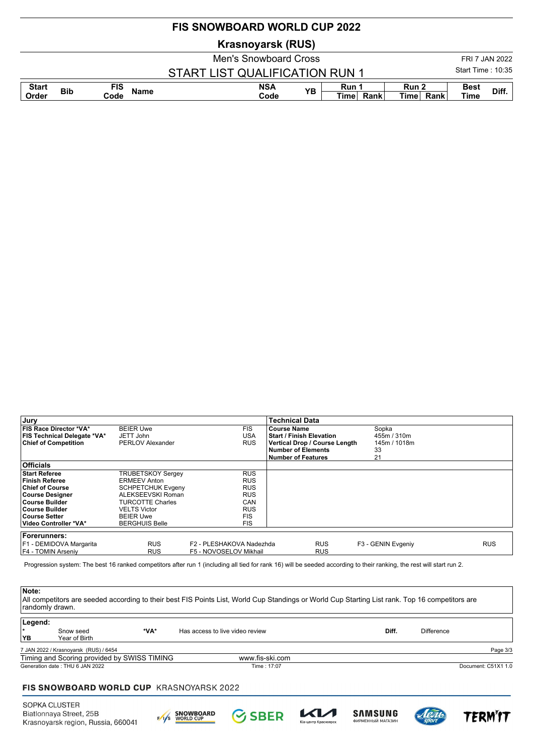# FIS SNOWBOARD WORLD CUP 2022

## Krasnoyarsk (RUS)

### Men's Snowboard Cross

### START LIST QUALIFICATION RUN 1

FRI 7 JAN 2022
Start Time : 10:35

| Start Order | Bib | FIS Code | Name | NSA Code | YB | Run 1 Time | Run 1 Rank | Run 2 Time | Run 2 Rank | Best Time | Diff. |
|---|---|---|---|---|---|---|---|---|---|---|---|

| Jury | | | Technical Data | |
|---|---|---|---|---|
| **FIS Race Director *VA*** | BEIER Uwe | FIS | **Course Name** | Sopka |
| **FIS Technical Delegate *VA*** | JETT John | USA | **Start / Finish Elevation** | 455m / 310m |
| **Chief of Competition** | PERLOV Alexander | RUS | **Vertical Drop / Course Length** | 145m / 1018m |
| | | | **Number of Elements** | 33 |
| | | | **Number of Features** | 21 |

| Officials | | |
|---|---|---|
| **Start Referee** | TRUBETSKOY Sergey | RUS |
| **Finish Referee** | ERMEEV Anton | RUS |
| **Chief of Course** | SCHPETCHUK Evgeny | RUS |
| **Course Designer** | ALEKSEEVSKI Roman | RUS |
| **Course Builder** | TURCOTTE Charles | CAN |
| **Course Builder** | VELTS Victor | RUS |
| **Course Setter** | BEIER Uwe | FIS |
| **Video Controller *VA*** | BERGHUIS Belle | FIS |

| Forerunners: | | | | | |
|---|---|---|---|---|---|
| F1 - DEMIDOVA Margarita | RUS | F2 - PLESHAKOVA Nadezhda | RUS | F3 - GENIN Evgeniy | RUS |
| F4 - TOMIN Arseniy | RUS | F5 - NOVOSELOV Mikhail | RUS | | |

Progression system: The best 16 ranked competitors after run 1 (including all tied for rank 16) will be seeded according to their ranking, the rest will start run 2.

**Note:**
All competitors are seeded according to their best FIS Points List, World Cup Standings or World Cup Starting List rank. Top 16 competitors are randomly drawn.

**Legend:**

| | | | | | |
|---|---|---|---|---|---|
| * | Snow seed | *VA* | Has access to live video review | Diff. | Difference |
| YB | Year of Birth | | | | |

7 JAN 2022 / Krasnoyarsk (RUS) / 6454

Timing and Scoring provided by SWISS TIMING — www.fis-ski.com

Generation date : THU 6 JAN 2022 — Time : 17:07 — Document: C51X1 1.0

**FIS SNOWBOARD WORLD CUP** KRASNOYARSK 2022

SOPKA CLUSTER
Biatlonnaya Street, 25B
Krasnoyarsk region, Russia, 660041